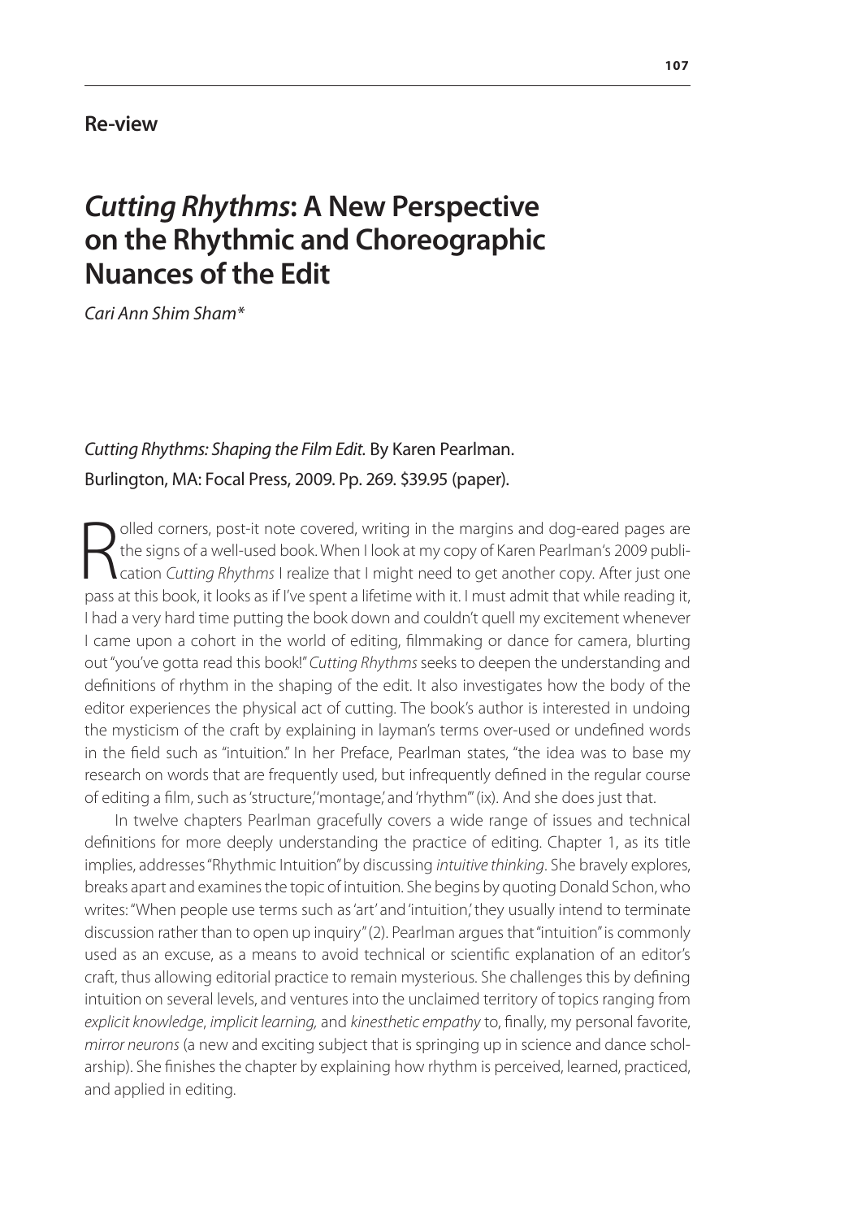**Re-view**

# *Cutting Rhythms*: A New Perspective on the Rhythmic and Choreographic Nuances of the Edit

*Cari Ann Shim Sham**

*Cutting Rhythms: Shaping the Film Edit.* By Karen Pearlman.
Burlington, MA: Focal Press, 2009. Pp. 269. $39.95 (paper).

Rolled corners, post-it note covered, writing in the margins and dog-eared pages are the signs of a well-used book. When I look at my copy of Karen Pearlman's 2009 publication *Cutting Rhythms* I realize that I might need to get another copy. After just one pass at this book, it looks as if I've spent a lifetime with it. I must admit that while reading it, I had a very hard time putting the book down and couldn't quell my excitement whenever I came upon a cohort in the world of editing, filmmaking or dance for camera, blurting out "you've gotta read this book!" *Cutting Rhythms* seeks to deepen the understanding and definitions of rhythm in the shaping of the edit. It also investigates how the body of the editor experiences the physical act of cutting. The book's author is interested in undoing the mysticism of the craft by explaining in layman's terms over-used or undefined words in the field such as "intuition." In her Preface, Pearlman states, "the idea was to base my research on words that are frequently used, but infrequently defined in the regular course of editing a film, such as 'structure,' 'montage,' and 'rhythm'" (ix). And she does just that.

In twelve chapters Pearlman gracefully covers a wide range of issues and technical definitions for more deeply understanding the practice of editing. Chapter 1, as its title implies, addresses "Rhythmic Intuition" by discussing *intuitive thinking*. She bravely explores, breaks apart and examines the topic of intuition. She begins by quoting Donald Schon, who writes: "When people use terms such as 'art' and 'intuition,' they usually intend to terminate discussion rather than to open up inquiry" (2). Pearlman argues that "intuition" is commonly used as an excuse, as a means to avoid technical or scientific explanation of an editor's craft, thus allowing editorial practice to remain mysterious. She challenges this by defining intuition on several levels, and ventures into the unclaimed territory of topics ranging from *explicit knowledge*, *implicit learning,* and *kinesthetic empathy* to, finally, my personal favorite, *mirror neurons* (a new and exciting subject that is springing up in science and dance scholarship). She finishes the chapter by explaining how rhythm is perceived, learned, practiced, and applied in editing.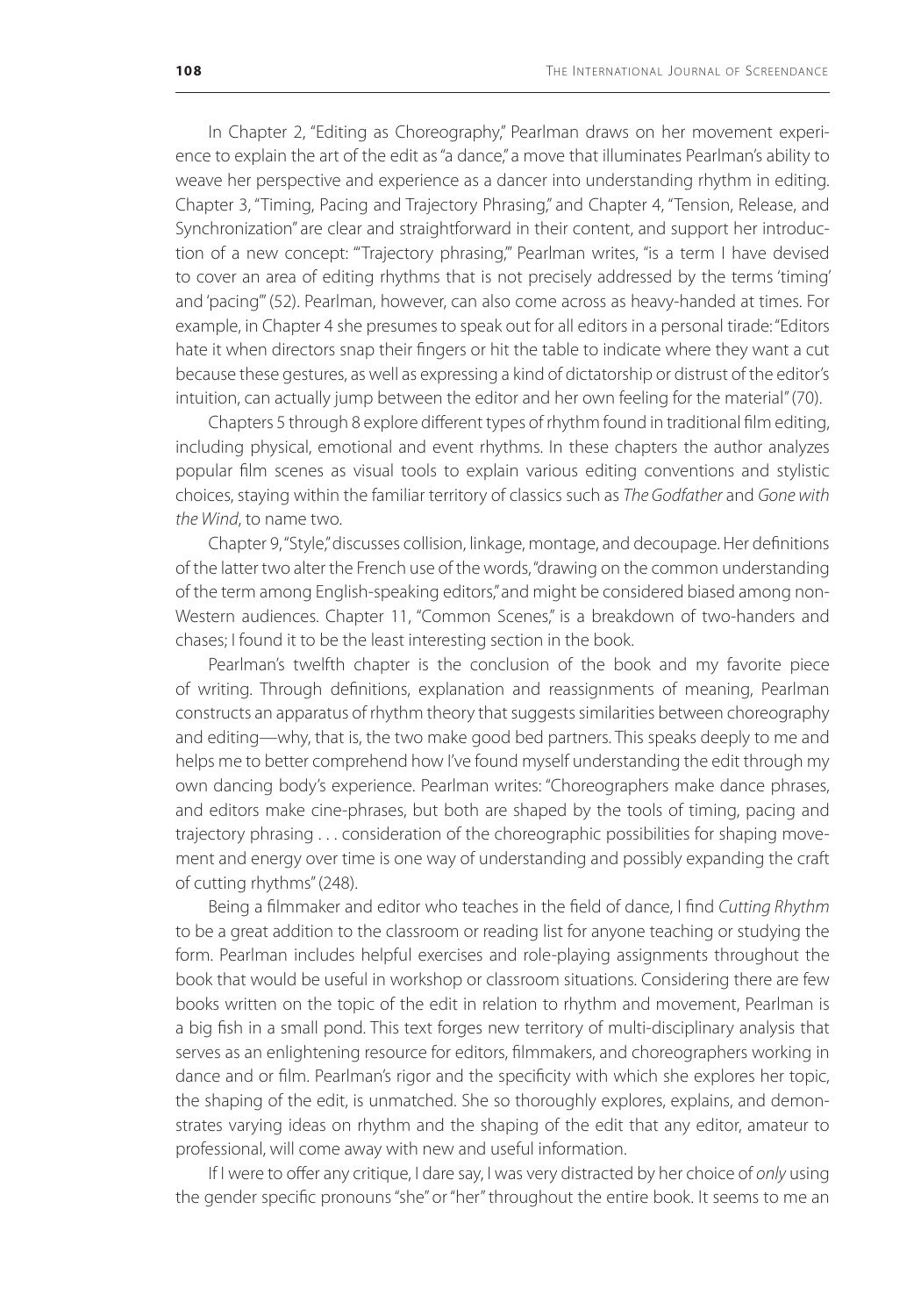In Chapter 2, "Editing as Choreography," Pearlman draws on her movement experience to explain the art of the edit as "a dance," a move that illuminates Pearlman's ability to weave her perspective and experience as a dancer into understanding rhythm in editing. Chapter 3, "Timing, Pacing and Trajectory Phrasing," and Chapter 4, "Tension, Release, and Synchronization" are clear and straightforward in their content, and support her introduction of a new concept: "'Trajectory phrasing,'" Pearlman writes, "is a term I have devised to cover an area of editing rhythms that is not precisely addressed by the terms 'timing' and 'pacing'" (52). Pearlman, however, can also come across as heavy-handed at times. For example, in Chapter 4 she presumes to speak out for all editors in a personal tirade: "Editors hate it when directors snap their fingers or hit the table to indicate where they want a cut because these gestures, as well as expressing a kind of dictatorship or distrust of the editor's intuition, can actually jump between the editor and her own feeling for the material" (70).

Chapters 5 through 8 explore different types of rhythm found in traditional film editing, including physical, emotional and event rhythms. In these chapters the author analyzes popular film scenes as visual tools to explain various editing conventions and stylistic choices, staying within the familiar territory of classics such as *The Godfather* and *Gone with the Wind*, to name two.

Chapter 9, "Style," discusses collision, linkage, montage, and decoupage. Her definitions of the latter two alter the French use of the words, "drawing on the common understanding of the term among English-speaking editors," and might be considered biased among non-Western audiences. Chapter 11, "Common Scenes," is a breakdown of two-handers and chases; I found it to be the least interesting section in the book.

Pearlman's twelfth chapter is the conclusion of the book and my favorite piece of writing. Through definitions, explanation and reassignments of meaning, Pearlman constructs an apparatus of rhythm theory that suggests similarities between choreography and editing—why, that is, the two make good bed partners. This speaks deeply to me and helps me to better comprehend how I've found myself understanding the edit through my own dancing body's experience. Pearlman writes: "Choreographers make dance phrases, and editors make cine-phrases, but both are shaped by the tools of timing, pacing and trajectory phrasing . . . consideration of the choreographic possibilities for shaping movement and energy over time is one way of understanding and possibly expanding the craft of cutting rhythms" (248).

Being a filmmaker and editor who teaches in the field of dance, I find *Cutting Rhythm* to be a great addition to the classroom or reading list for anyone teaching or studying the form. Pearlman includes helpful exercises and role-playing assignments throughout the book that would be useful in workshop or classroom situations. Considering there are few books written on the topic of the edit in relation to rhythm and movement, Pearlman is a big fish in a small pond. This text forges new territory of multi-disciplinary analysis that serves as an enlightening resource for editors, filmmakers, and choreographers working in dance and or film. Pearlman's rigor and the specificity with which she explores her topic, the shaping of the edit, is unmatched. She so thoroughly explores, explains, and demonstrates varying ideas on rhythm and the shaping of the edit that any editor, amateur to professional, will come away with new and useful information.

If I were to offer any critique, I dare say, I was very distracted by her choice of *only* using the gender specific pronouns "she" or "her" throughout the entire book. It seems to me an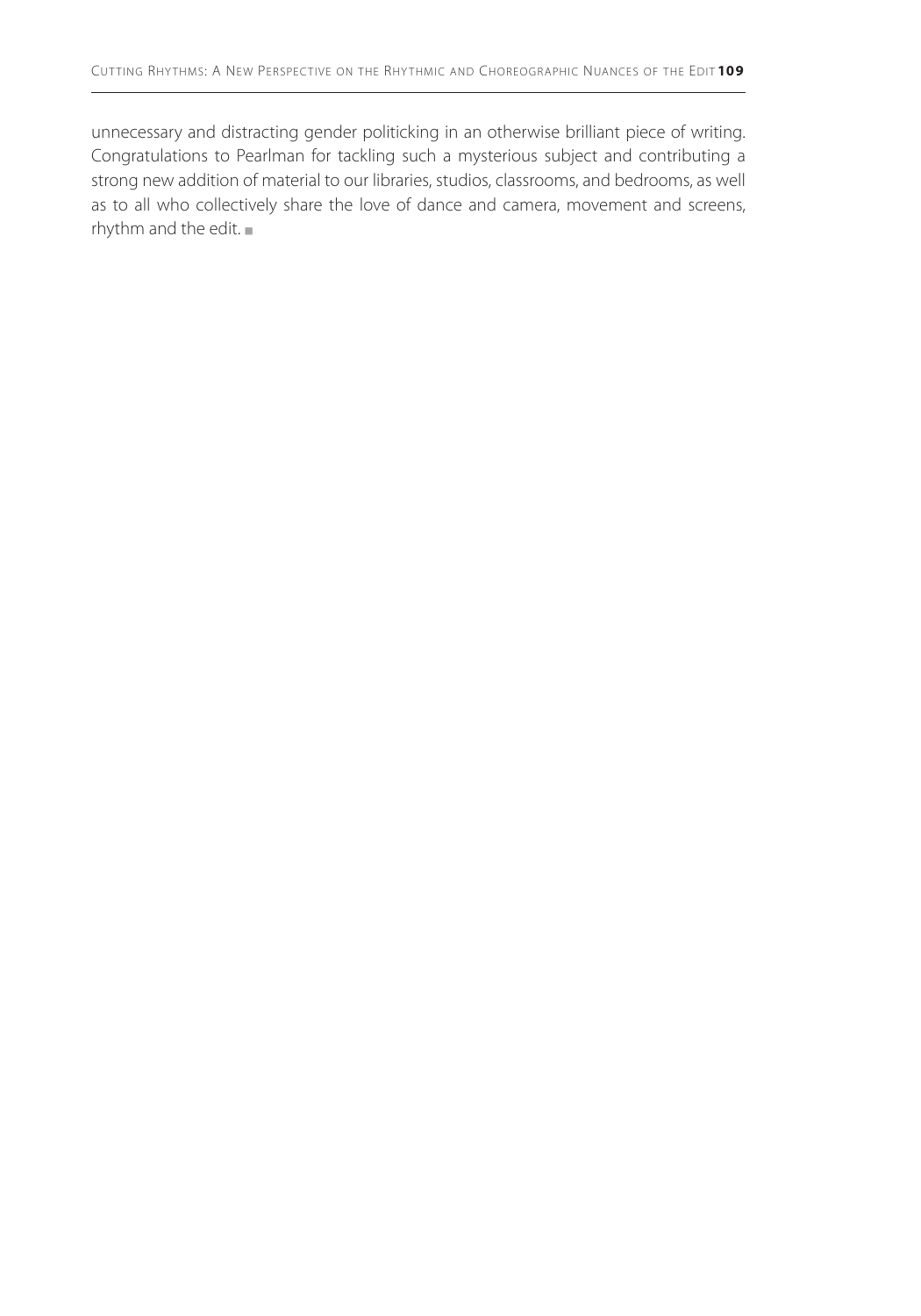unnecessary and distracting gender politicking in an otherwise brilliant piece of writing. Congratulations to Pearlman for tackling such a mysterious subject and contributing a strong new addition of material to our libraries, studios, classrooms, and bedrooms, as well as to all who collectively share the love of dance and camera, movement and screens, rhythm and the edit. ■